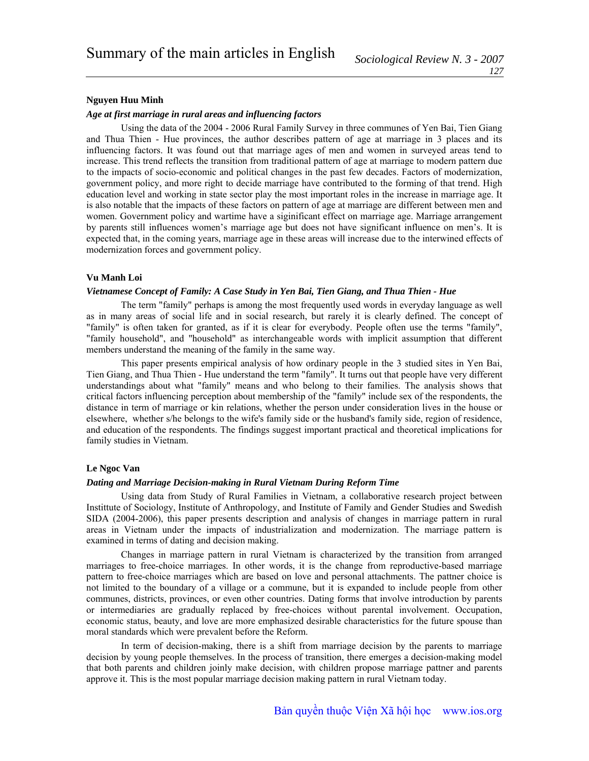# Summary of the main articles in English

**Nguyen Huu Minh**

***Age at first marriage in rural areas and influencing factors***

Using the data of the 2004 - 2006 Rural Family Survey in three communes of Yen Bai, Tien Giang and Thua Thien - Hue provinces, the author describes pattern of age at marriage in 3 places and its influencing factors. It was found out that marriage ages of men and women in surveyed areas tend to increase. This trend reflects the transition from traditional pattern of age at marriage to modern pattern due to the impacts of socio-economic and political changes in the past few decades. Factors of modernization, government policy, and more right to decide marriage have contributed to the forming of that trend. High education level and working in state sector play the most important roles in the increase in marriage age. It is also notable that the impacts of these factors on pattern of age at marriage are different between men and women. Government policy and wartime have a siginificant effect on marriage age. Marriage arrangement by parents still influences women's marriage age but does not have significant influence on men's. It is expected that, in the coming years, marriage age in these areas will increase due to the interwined effects of modernization forces and government policy.

**Vu Manh Loi**

***Vietnamese Concept of Family: A Case Study in Yen Bai, Tien Giang, and Thua Thien - Hue***

The term "family" perhaps is among the most frequently used words in everyday language as well as in many areas of social life and in social research, but rarely it is clearly defined. The concept of "family" is often taken for granted, as if it is clear for everybody. People often use the terms "family", "family household", and "household" as interchangeable words with implicit assumption that different members understand the meaning of the family in the same way.

This paper presents empirical analysis of how ordinary people in the 3 studied sites in Yen Bai, Tien Giang, and Thua Thien - Hue understand the term "family". It turns out that people have very different understandings about what "family" means and who belong to their families. The analysis shows that critical factors influencing perception about membership of the "family" include sex of the respondents, the distance in term of marriage or kin relations, whether the person under consideration lives in the house or elsewhere, whether s/he belongs to the wife's family side or the husband's family side, region of residence, and education of the respondents. The findings suggest important practical and theoretical implications for family studies in Vietnam.

**Le Ngoc Van**

***Dating and Marriage Decision-making in Rural Vietnam During Reform Time***

Using data from Study of Rural Families in Vietnam, a collaborative research project between Instittute of Sociology, Institute of Anthropology, and Institute of Family and Gender Studies and Swedish SIDA (2004-2006), this paper presents description and analysis of changes in marriage pattern in rural areas in Vietnam under the impacts of industrialization and modernization. The marriage pattern is examined in terms of dating and decision making.

Changes in marriage pattern in rural Vietnam is characterized by the transition from arranged marriages to free-choice marriages. In other words, it is the change from reproductive-based marriage pattern to free-choice marriages which are based on love and personal attachments. The pattner choice is not limited to the boundary of a village or a commune, but it is expanded to include people from other communes, districts, provinces, or even other countries. Dating forms that involve introduction by parents or intermediaries are gradually replaced by free-choices without parental involvement. Occupation, economic status, beauty, and love are more emphasized desirable characteristics for the future spouse than moral standards which were prevalent before the Reform.

In term of decision-making, there is a shift from marriage decision by the parents to marriage decision by young people themselves. In the process of transition, there emerges a decision-making model that both parents and children joinly make decision, with children propose marriage pattner and parents approve it. This is the most popular marriage decision making pattern in rural Vietnam today.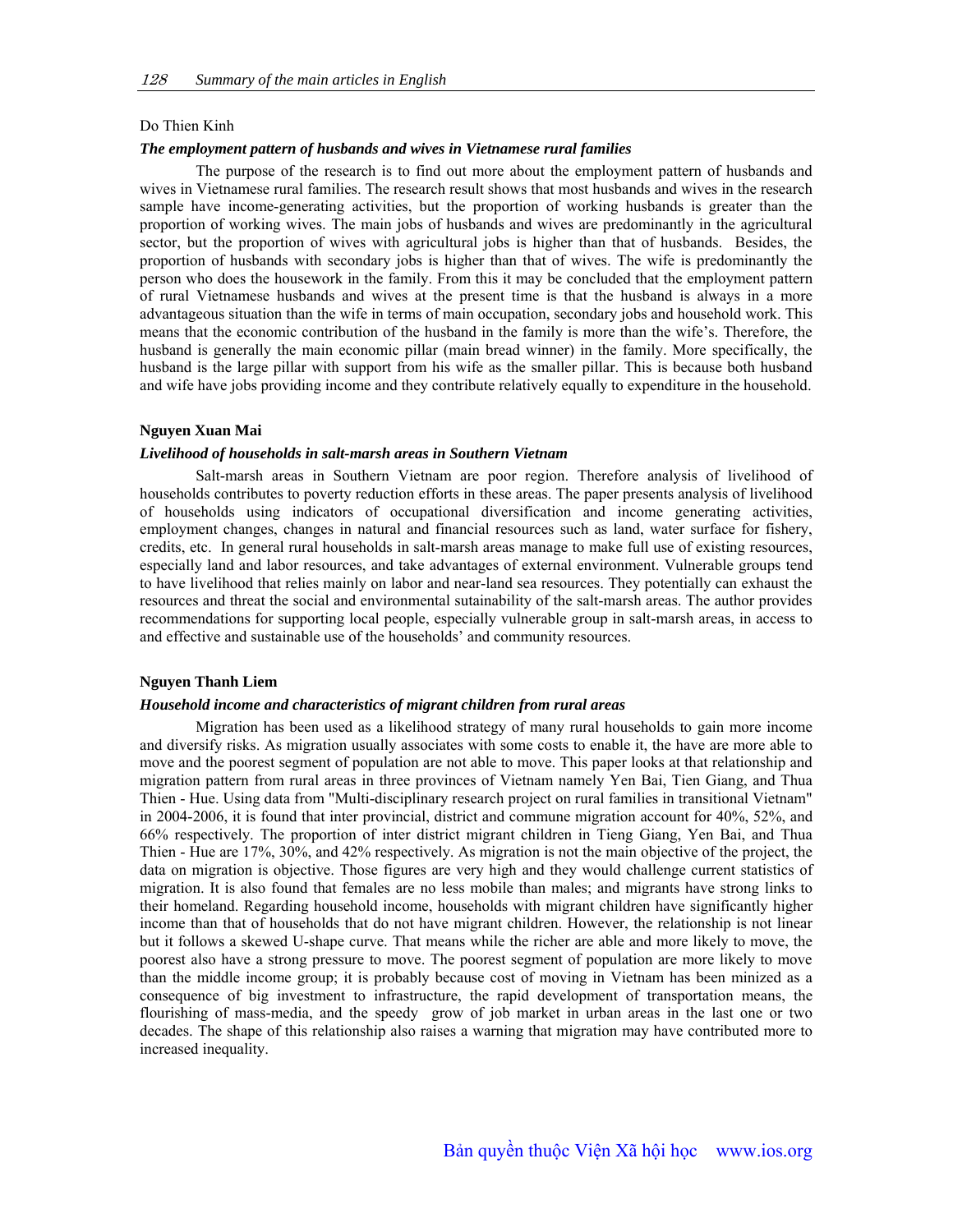Do Thien Kinh

***The employment pattern of husbands and wives in Vietnamese rural families***

The purpose of the research is to find out more about the employment pattern of husbands and wives in Vietnamese rural families. The research result shows that most husbands and wives in the research sample have income-generating activities, but the proportion of working husbands is greater than the proportion of working wives. The main jobs of husbands and wives are predominantly in the agricultural sector, but the proportion of wives with agricultural jobs is higher than that of husbands. Besides, the proportion of husbands with secondary jobs is higher than that of wives. The wife is predominantly the person who does the housework in the family. From this it may be concluded that the employment pattern of rural Vietnamese husbands and wives at the present time is that the husband is always in a more advantageous situation than the wife in terms of main occupation, secondary jobs and household work. This means that the economic contribution of the husband in the family is more than the wife's. Therefore, the husband is generally the main economic pillar (main bread winner) in the family. More specifically, the husband is the large pillar with support from his wife as the smaller pillar. This is because both husband and wife have jobs providing income and they contribute relatively equally to expenditure in the household.

**Nguyen Xuan Mai**

***Livelihood of households in salt-marsh areas in Southern Vietnam***

Salt-marsh areas in Southern Vietnam are poor region. Therefore analysis of livelihood of households contributes to poverty reduction efforts in these areas. The paper presents analysis of livelihood of households using indicators of occupational diversification and income generating activities, employment changes, changes in natural and financial resources such as land, water surface for fishery, credits, etc. In general rural households in salt-marsh areas manage to make full use of existing resources, especially land and labor resources, and take advantages of external environment. Vulnerable groups tend to have livelihood that relies mainly on labor and near-land sea resources. They potentially can exhaust the resources and threat the social and environmental sutainability of the salt-marsh areas. The author provides recommendations for supporting local people, especially vulnerable group in salt-marsh areas, in access to and effective and sustainable use of the households' and community resources.

**Nguyen Thanh Liem**

***Household income and characteristics of migrant children from rural areas***

Migration has been used as a likelihood strategy of many rural households to gain more income and diversify risks. As migration usually associates with some costs to enable it, the have are more able to move and the poorest segment of population are not able to move. This paper looks at that relationship and migration pattern from rural areas in three provinces of Vietnam namely Yen Bai, Tien Giang, and Thua Thien - Hue. Using data from "Multi-disciplinary research project on rural families in transitional Vietnam" in 2004-2006, it is found that inter provincial, district and commune migration account for 40%, 52%, and 66% respectively. The proportion of inter district migrant children in Tieng Giang, Yen Bai, and Thua Thien - Hue are 17%, 30%, and 42% respectively. As migration is not the main objective of the project, the data on migration is objective. Those figures are very high and they would challenge current statistics of migration. It is also found that females are no less mobile than males; and migrants have strong links to their homeland. Regarding household income, households with migrant children have significantly higher income than that of households that do not have migrant children. However, the relationship is not linear but it follows a skewed U-shape curve. That means while the richer are able and more likely to move, the poorest also have a strong pressure to move. The poorest segment of population are more likely to move than the middle income group; it is probably because cost of moving in Vietnam has been minized as a consequence of big investment to infrastructure, the rapid development of transportation means, the flourishing of mass-media, and the speedy grow of job market in urban areas in the last one or two decades. The shape of this relationship also raises a warning that migration may have contributed more to increased inequality.